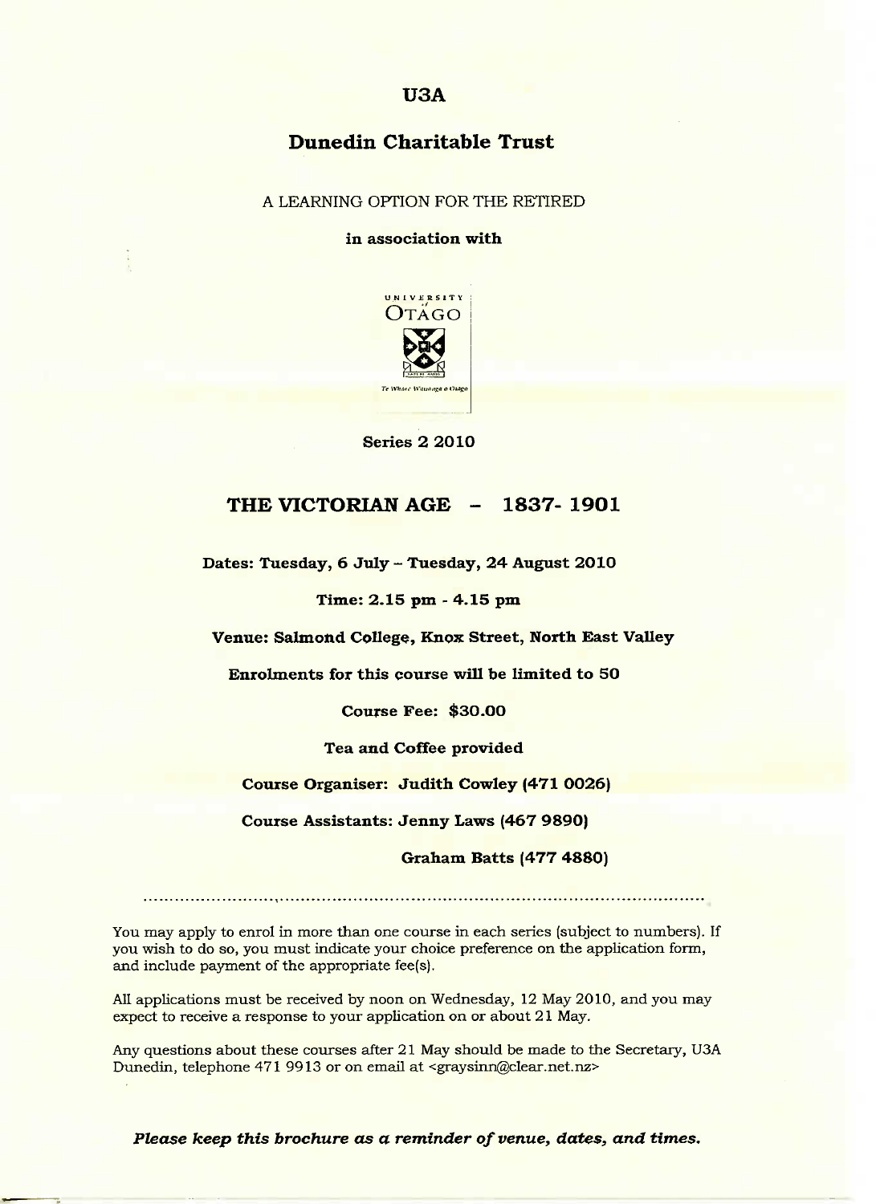# U3A

## Dunedin Charitable Trust

A LEARNING OPTION FOR THE RETIRED

**in association with**

UNIVERSITY of OTAGO

Te Whare Wānanga o Otāgo

**Series 2 2010**

## THE VICTORIAN AGE - 1837- 1901

**Dates: Tuesday, 6 July – Tuesday, 24 August 2010**

**Time: 2.15 pm - 4.15 pm**

**Venue: Salmond College, Knox Street, North East Valley**

**Enrolments for this course will be limited to 50**

**Course Fee: $30.00**

**Tea and Coffee provided**

**Course Organiser: Judith Cowley (471 0026)**

**Course Assistants: Jenny Laws (467 9890)**

**Graham Batts (477 4880)**

---

You may apply to enrol in more than one course in each series (subject to numbers). If you wish to do so, you must indicate your choice preference on the application form, and include payment of the appropriate fee(s).

All applications must be received by noon on Wednesday, 12 May 2010, and you may expect to receive a response to your application on or about 21 May.

Any questions about these courses after 21 May should be made to the Secretary, U3A Dunedin, telephone 471 9913 or on email at <graysinn@clear.net.nz>

***Please keep this brochure as a reminder of venue, dates, and times.***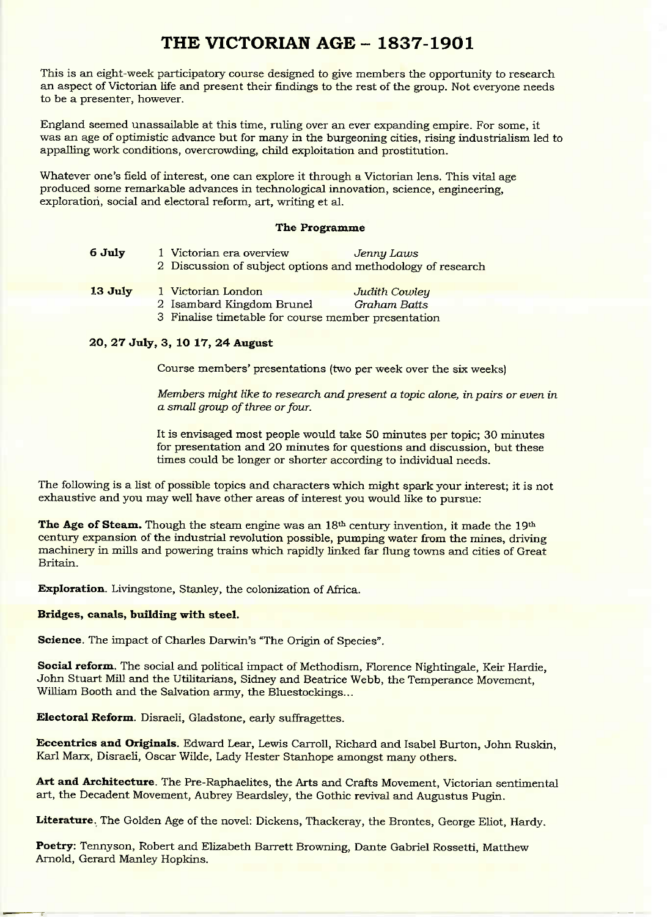# THE VICTORIAN AGE – 1837-1901

This is an eight-week participatory course designed to give members the opportunity to research an aspect of Victorian life and present their findings to the rest of the group. Not everyone needs to be a presenter, however.

England seemed unassailable at this time, ruling over an ever expanding empire. For some, it was an age of optimistic advance but for many in the burgeoning cities, rising industrialism led to appalling work conditions, overcrowding, child exploitation and prostitution.

Whatever one's field of interest, one can explore it through a Victorian lens. This vital age produced some remarkable advances in technological innovation, science, engineering, exploration, social and electoral reform, art, writing et al.

### The Programme

**6 July**
1. Victorian era overview — *Jenny Laws*
2. Discussion of subject options and methodology of research

**13 July**
1. Victorian London — *Judith Cowley*
2. Isambard Kingdom Brunel — *Graham Batts*
3. Finalise timetable for course member presentation

**20, 27 July, 3, 10 17, 24 August**

Course members' presentations (two per week over the six weeks)

*Members might like to research and present a topic alone, in pairs or even in a small group of three or four.*

It is envisaged most people would take 50 minutes per topic; 30 minutes for presentation and 20 minutes for questions and discussion, but these times could be longer or shorter according to individual needs.

The following is a list of possible topics and characters which might spark your interest; it is not exhaustive and you may well have other areas of interest you would like to pursue:

**The Age of Steam.** Though the steam engine was an 18th century invention, it made the 19th century expansion of the industrial revolution possible, pumping water from the mines, driving machinery in mills and powering trains which rapidly linked far flung towns and cities of Great Britain.

**Exploration.** Livingstone, Stanley, the colonization of Africa.

**Bridges, canals, building with steel.**

**Science**. The impact of Charles Darwin's "The Origin of Species".

**Social reform.** The social and political impact of Methodism, Florence Nightingale, Keir Hardie, John Stuart Mill and the Utilitarians, Sidney and Beatrice Webb, the Temperance Movement, William Booth and the Salvation army, the Bluestockings...

**Electoral Reform.** Disraeli, Gladstone, early suffragettes.

**Eccentrics and Originals.** Edward Lear, Lewis Carroll, Richard and Isabel Burton, John Ruskin, Karl Marx, Disraeli, Oscar Wilde, Lady Hester Stanhope amongst many others.

**Art and Architecture**. The Pre-Raphaelites, the Arts and Crafts Movement, Victorian sentimental art, the Decadent Movement, Aubrey Beardsley, the Gothic revival and Augustus Pugin.

**Literature**. The Golden Age of the novel: Dickens, Thackeray, the Brontes, George Eliot, Hardy.

**Poetry**: Tennyson, Robert and Elizabeth Barrett Browning, Dante Gabriel Rossetti, Matthew Arnold, Gerard Manley Hopkins.